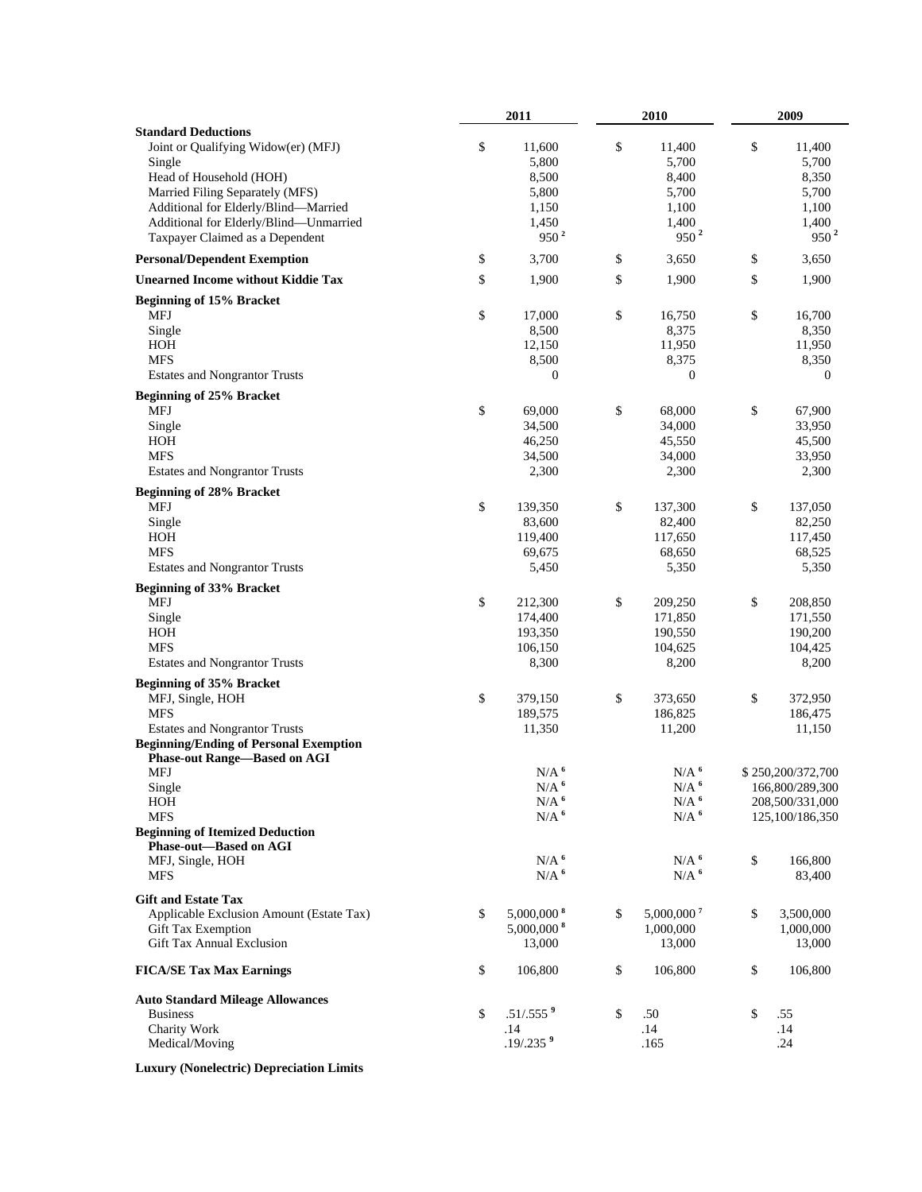| | 2011 | 2010 | 2009 |
|---|---|---|---|
| **Standard Deductions** | | | |
| Joint or Qualifying Widow(er) (MFJ) | $ 11,600 | $ 11,400 | $ 11,400 |
| Single | 5,800 | 5,700 | 5,700 |
| Head of Household (HOH) | 8,500 | 8,400 | 8,350 |
| Married Filing Separately (MFS) | 5,800 | 5,700 | 5,700 |
| Additional for Elderly/Blind—Married | 1,150 | 1,100 | 1,100 |
| Additional for Elderly/Blind—Unmarried | 1,450 | 1,400 | 1,400 |
| Taxpayer Claimed as a Dependent | 950 [2] | 950 [2] | 950 [2] |
| **Personal/Dependent Exemption** | $ 3,700 | $ 3,650 | $ 3,650 |
| **Unearned Income without Kiddie Tax** | $ 1,900 | $ 1,900 | $ 1,900 |
| **Beginning of 15% Bracket** | | | |
| MFJ | $ 17,000 | $ 16,750 | $ 16,700 |
| Single | 8,500 | 8,375 | 8,350 |
| HOH | 12,150 | 11,950 | 11,950 |
| MFS | 8,500 | 8,375 | 8,350 |
| Estates and Nongrantor Trusts | 0 | 0 | 0 |
| **Beginning of 25% Bracket** | | | |
| MFJ | $ 69,000 | $ 68,000 | $ 67,900 |
| Single | 34,500 | 34,000 | 33,950 |
| HOH | 46,250 | 45,550 | 45,500 |
| MFS | 34,500 | 34,000 | 33,950 |
| Estates and Nongrantor Trusts | 2,300 | 2,300 | 2,300 |
| **Beginning of 28% Bracket** | | | |
| MFJ | $ 139,350 | $ 137,300 | $ 137,050 |
| Single | 83,600 | 82,400 | 82,250 |
| HOH | 119,400 | 117,650 | 117,450 |
| MFS | 69,675 | 68,650 | 68,525 |
| Estates and Nongrantor Trusts | 5,450 | 5,350 | 5,350 |
| **Beginning of 33% Bracket** | | | |
| MFJ | $ 212,300 | $ 209,250 | $ 208,850 |
| Single | 174,400 | 171,850 | 171,550 |
| HOH | 193,350 | 190,550 | 190,200 |
| MFS | 106,150 | 104,625 | 104,425 |
| Estates and Nongrantor Trusts | 8,300 | 8,200 | 8,200 |
| **Beginning of 35% Bracket** | | | |
| MFJ, Single, HOH | $ 379,150 | $ 373,650 | $ 372,950 |
| MFS | 189,575 | 186,825 | 186,475 |
| Estates and Nongrantor Trusts | 11,350 | 11,200 | 11,150 |
| **Beginning/Ending of Personal Exemption Phase-out Range—Based on AGI** | | | |
| MFJ | N/A [6] | N/A [6] | $ 250,200/372,700 |
| Single | N/A [6] | N/A [6] | 166,800/289,300 |
| HOH | N/A [6] | N/A [6] | 208,500/331,000 |
| MFS | N/A [6] | N/A [6] | 125,100/186,350 |
| **Beginning of Itemized Deduction Phase-out—Based on AGI** | | | |
| MFJ, Single, HOH | N/A [6] | N/A [6] | $ 166,800 |
| MFS | N/A [6] | N/A [6] | 83,400 |
| **Gift and Estate Tax** | | | |
| Applicable Exclusion Amount (Estate Tax) | $ 5,000,000 [8] | $ 5,000,000 [7] | $ 3,500,000 |
| Gift Tax Exemption | 5,000,000 [8] | 1,000,000 | 1,000,000 |
| Gift Tax Annual Exclusion | 13,000 | 13,000 | 13,000 |
| **FICA/SE Tax Max Earnings** | $ 106,800 | $ 106,800 | $ 106,800 |
| **Auto Standard Mileage Allowances** | | | |
| Business | $ .51/.555 [9] | $ .50 | $ .55 |
| Charity Work | .14 | .14 | .14 |
| Medical/Moving | .19/.235 [9] | .165 | .24 |

**Luxury (Nonelectric) Depreciation Limits**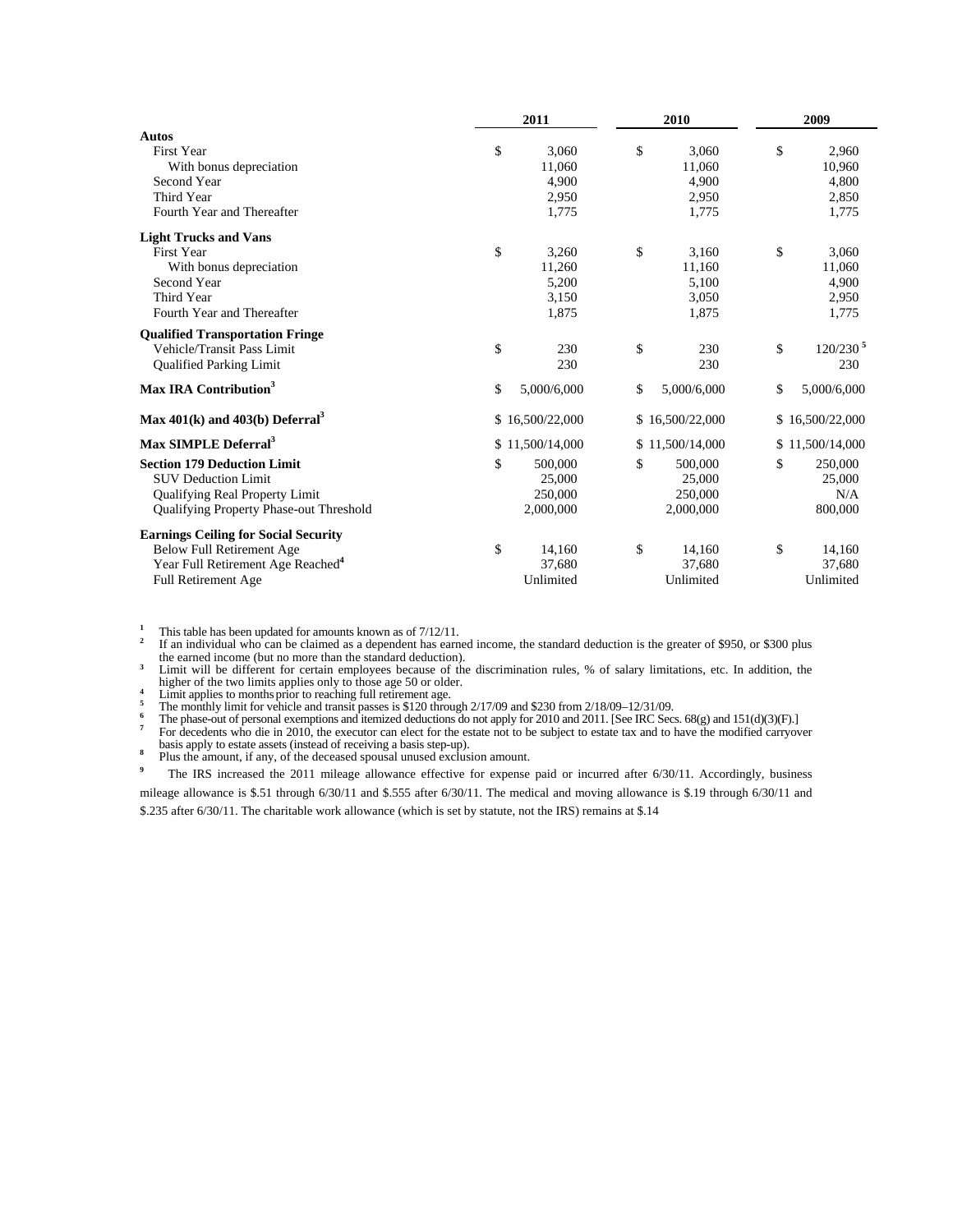| | 2011 | 2010 | 2009 |
|---|---|---|---|
| **Autos** | | | |
| First Year | $ 3,060 | $ 3,060 | $ 2,960 |
| With bonus depreciation | 11,060 | 11,060 | 10,960 |
| Second Year | 4,900 | 4,900 | 4,800 |
| Third Year | 2,950 | 2,950 | 2,850 |
| Fourth Year and Thereafter | 1,775 | 1,775 | 1,775 |
| **Light Trucks and Vans** | | | |
| First Year | $ 3,260 | $ 3,160 | $ 3,060 |
| With bonus depreciation | 11,260 | 11,160 | 11,060 |
| Second Year | 5,200 | 5,100 | 4,900 |
| Third Year | 3,150 | 3,050 | 2,950 |
| Fourth Year and Thereafter | 1,875 | 1,875 | 1,775 |
| **Qualified Transportation Fringe** | | | |
| Vehicle/Transit Pass Limit | $ 230 | $ 230 | $ 120/230 [5] |
| Qualified Parking Limit | 230 | 230 | 230 |
| **Max IRA Contribution**[3] | $ 5,000/6,000 | $ 5,000/6,000 | $ 5,000/6,000 |
| **Max 401(k) and 403(b) Deferral**[3] | $ 16,500/22,000 | $ 16,500/22,000 | $ 16,500/22,000 |
| **Max SIMPLE Deferral**[3] | $ 11,500/14,000 | $ 11,500/14,000 | $ 11,500/14,000 |
| **Section 179 Deduction Limit** | $ 500,000 | $ 500,000 | $ 250,000 |
| SUV Deduction Limit | 25,000 | 25,000 | 25,000 |
| Qualifying Real Property Limit | 250,000 | 250,000 | N/A |
| Qualifying Property Phase-out Threshold | 2,000,000 | 2,000,000 | 800,000 |
| **Earnings Ceiling for Social Security** | | | |
| Below Full Retirement Age | $ 14,160 | $ 14,160 | $ 14,160 |
| Year Full Retirement Age Reached[4] | 37,680 | 37,680 | 37,680 |
| Full Retirement Age | Unlimited | Unlimited | Unlimited |

[1] This table has been updated for amounts known as of 7/12/11.

[2] If an individual who can be claimed as a dependent has earned income, the standard deduction is the greater of $950, or $300 plus the earned income (but no more than the standard deduction).

[3] Limit will be different for certain employees because of the discrimination rules, % of salary limitations, etc. In addition, the higher of the two limits applies only to those age 50 or older.

[4] Limit applies to months prior to reaching full retirement age.

[5] The monthly limit for vehicle and transit passes is $120 through 2/17/09 and $230 from 2/18/09–12/31/09.

[6] The phase-out of personal exemptions and itemized deductions do not apply for 2010 and 2011. [See IRC Secs. 68(g) and 151(d)(3)(F).]

[7] For decedents who die in 2010, the executor can elect for the estate not to be subject to estate tax and to have the modified carryover basis apply to estate assets (instead of receiving a basis step-up).

[8] Plus the amount, if any, of the deceased spousal unused exclusion amount.

[9] The IRS increased the 2011 mileage allowance effective for expense paid or incurred after 6/30/11. Accordingly, business mileage allowance is $.51 through 6/30/11 and $.555 after 6/30/11. The medical and moving allowance is $.19 through 6/30/11 and $.235 after 6/30/11. The charitable work allowance (which is set by statute, not the IRS) remains at $.14